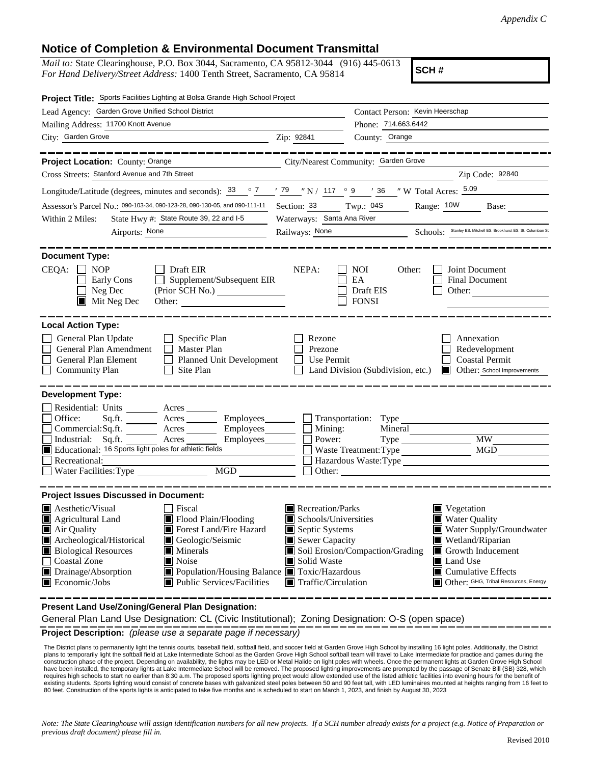*Appendix C*

# Notice of Completion & Environmental Document Transmittal

*Mail to:* State Clearinghouse, P.O. Box 3044, Sacramento, CA 95812-3044 (916) 445-0613
*For Hand Delivery/Street Address:* 1400 Tenth Street, Sacramento, CA 95814

**SCH #**

**Project Title:** Sports Facilities Lighting at Bolsa Grande High School Project

Lead Agency: Garden Grove Unified School District
Contact Person: Kevin Heerschap
Mailing Address: 11700 Knott Avenue
Phone: 714.663.6442
City: Garden Grove
Zip: 92841
County: Orange

---

**Project Location:** County: Orange
City/Nearest Community: Garden Grove
Cross Streets: Stanford Avenue and 7th Street
Zip Code: 92840
Longitude/Latitude (degrees, minutes and seconds): 33 ° 7 ′ 79 ″ N / 117 ° 9 ′ 36 ″ W Total Acres: 5.09
Assessor's Parcel No.: 090-103-34, 090-123-28, 090-130-05, and 090-111-11
Section: 33 Twp.: 04S Range: 10W Base:
Within 2 Miles: State Hwy #: State Route 39, 22 and I-5
Waterways: Santa Ana River
Airports: None
Railways: None
Schools: Stanley ES, Mitchell ES, Brookhurst ES, St. Columban Sc

---

**Document Type:**

CEQA:
- [ ] NOP
- [ ] Early Cons
- [ ] Neg Dec
- [x] Mit Neg Dec
- [ ] Draft EIR
- [ ] Supplement/Subsequent EIR (Prior SCH No.)
- Other:

NEPA:
- [ ] NOI
- [ ] EA
- [ ] Draft EIS
- [ ] FONSI

Other:
- [ ] Joint Document
- [ ] Final Document
- [ ] Other:

---

**Local Action Type:**

- [ ] General Plan Update
- [ ] General Plan Amendment
- [ ] General Plan Element
- [ ] Community Plan
- [ ] Specific Plan
- [ ] Master Plan
- [ ] Planned Unit Development
- [ ] Site Plan
- [ ] Rezone
- [ ] Prezone
- [ ] Use Permit
- [ ] Land Division (Subdivision, etc.)
- [ ] Annexation
- [ ] Redevelopment
- [ ] Coastal Permit
- [x] Other: School Improvements

---

**Development Type:**

- [ ] Residential: Units Acres
- [ ] Office: Sq.ft. Acres Employees
- [ ] Commercial: Sq.ft. Acres Employees
- [ ] Industrial: Sq.ft. Acres Employees
- [x] Educational: 16 Sports light poles for athletic fields
- [ ] Recreational:
- [ ] Water Facilities: Type MGD
- [ ] Transportation: Type
- [ ] Mining: Mineral
- [ ] Power: Type MW
- [ ] Waste Treatment: Type MGD
- [ ] Hazardous Waste: Type
- [ ] Other:

---

**Project Issues Discussed in Document:**

- [x] Aesthetic/Visual
- [x] Agricultural Land
- [x] Air Quality
- [x] Archeological/Historical
- [x] Biological Resources
- [ ] Coastal Zone
- [x] Drainage/Absorption
- [x] Economic/Jobs
- [ ] Fiscal
- [x] Flood Plain/Flooding
- [x] Forest Land/Fire Hazard
- [x] Geologic/Seismic
- [x] Minerals
- [x] Noise
- [x] Population/Housing Balance
- [x] Public Services/Facilities
- [x] Recreation/Parks
- [x] Schools/Universities
- [x] Septic Systems
- [x] Sewer Capacity
- [x] Soil Erosion/Compaction/Grading
- [x] Solid Waste
- [x] Toxic/Hazardous
- [x] Traffic/Circulation
- [x] Vegetation
- [x] Water Quality
- [x] Water Supply/Groundwater
- [x] Wetland/Riparian
- [x] Growth Inducement
- [x] Land Use
- [x] Cumulative Effects
- [x] Other: GHG, Tribal Resources, Energy

---

**Present Land Use/Zoning/General Plan Designation:**

General Plan Land Use Designation: CL (Civic Institutional); Zoning Designation: O-S (open space)

**Project Description:** *(please use a separate page if necessary)*

The District plans to permanently light the tennis courts, baseball field, softball field, and soccer field at Garden Grove High School by installing 16 light poles. Additionally, the District plans to temporarily light the softball field at Lake Intermediate School as the Garden Grove High School softball team will travel to Lake Intermediate for practice and games during the construction phase of the project. Depending on availability, the lights may be LED or Metal Halide on light poles with wheels. Once the permanent lights at Garden Grove High School have been installed, the temporary lights at Lake Intermediate School will be removed. The proposed lighting improvements are prompted by the passage of Senate Bill (SB) 328, which requires high schools to start no earlier than 8:30 a.m. The proposed sports lighting project would allow extended use of the listed athletic facilities into evening hours for the benefit of existing students. Sports lighting would consist of concrete bases with galvanized steel poles between 50 and 90 feet tall, with LED luminaires mounted at heights ranging from 16 feet to 80 feet. Construction of the sports lights is anticipated to take five months and is scheduled to start on March 1, 2023, and finish by August 30, 2023

*Note: The State Clearinghouse will assign identification numbers for all new projects. If a SCH number already exists for a project (e.g. Notice of Preparation or previous draft document) please fill in.*

Revised 2010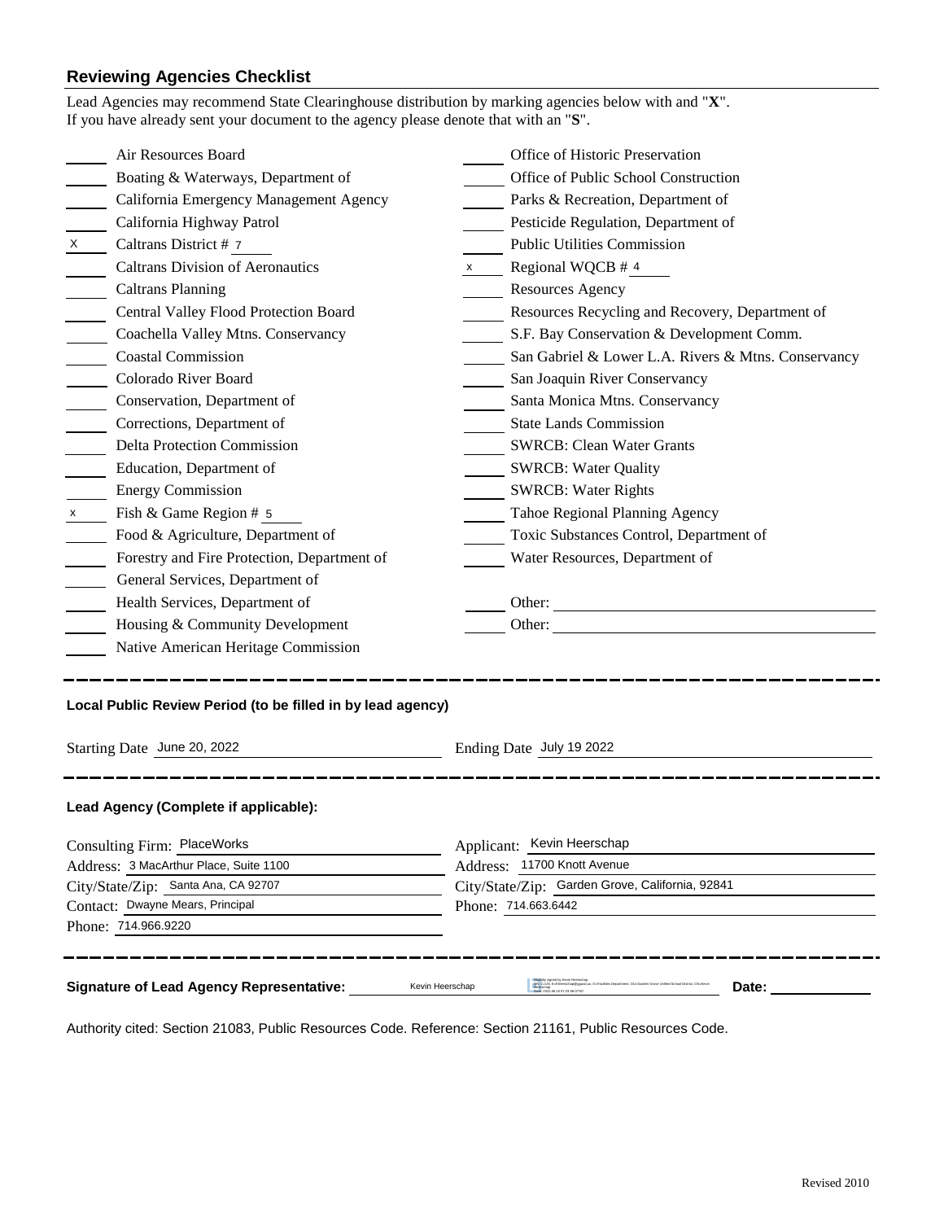## Reviewing Agencies Checklist

Lead Agencies may recommend State Clearinghouse distribution by marking agencies below with and "**X**".
If you have already sent your document to the agency please denote that with an "**S**".

| | | | |
|---|---|---|---|
| | Air Resources Board | | Office of Historic Preservation |
| | Boating & Waterways, Department of | | Office of Public School Construction |
| | California Emergency Management Agency | | Parks & Recreation, Department of |
| | California Highway Patrol | | Pesticide Regulation, Department of |
| X | Caltrans District # 7 | | Public Utilities Commission |
| | Caltrans Division of Aeronautics | x | Regional WQCB # 4 |
| | Caltrans Planning | | Resources Agency |
| | Central Valley Flood Protection Board | | Resources Recycling and Recovery, Department of |
| | Coachella Valley Mtns. Conservancy | | S.F. Bay Conservation & Development Comm. |
| | Coastal Commission | | San Gabriel & Lower L.A. Rivers & Mtns. Conservancy |
| | Colorado River Board | | San Joaquin River Conservancy |
| | Conservation, Department of | | Santa Monica Mtns. Conservancy |
| | Corrections, Department of | | State Lands Commission |
| | Delta Protection Commission | | SWRCB: Clean Water Grants |
| | Education, Department of | | SWRCB: Water Quality |
| | Energy Commission | | SWRCB: Water Rights |
| x | Fish & Game Region # 5 | | Tahoe Regional Planning Agency |
| | Food & Agriculture, Department of | | Toxic Substances Control, Department of |
| | Forestry and Fire Protection, Department of | | Water Resources, Department of |
| | General Services, Department of | | |
| | Health Services, Department of | | Other: |
| | Housing & Community Development | | Other: |
| | Native American Heritage Commission | | |

**Local Public Review Period (to be filled in by lead agency)**

Starting Date June 20, 2022 Ending Date July 19 2022

**Lead Agency (Complete if applicable):**

Consulting Firm: PlaceWorks
Address: 3 MacArthur Place, Suite 1100
City/State/Zip: Santa Ana, CA 92707
Contact: Dwayne Mears, Principal
Phone: 714.966.9220

Applicant: Kevin Heerschap
Address: 11700 Knott Avenue
City/State/Zip: Garden Grove, California, 92841
Phone: 714.663.6442

**Signature of Lead Agency Representative:** Kevin Heerschap Digitally signed by Kevin Heerschap **Date:**

Authority cited: Section 21083, Public Resources Code. Reference: Section 21161, Public Resources Code.

Revised 2010